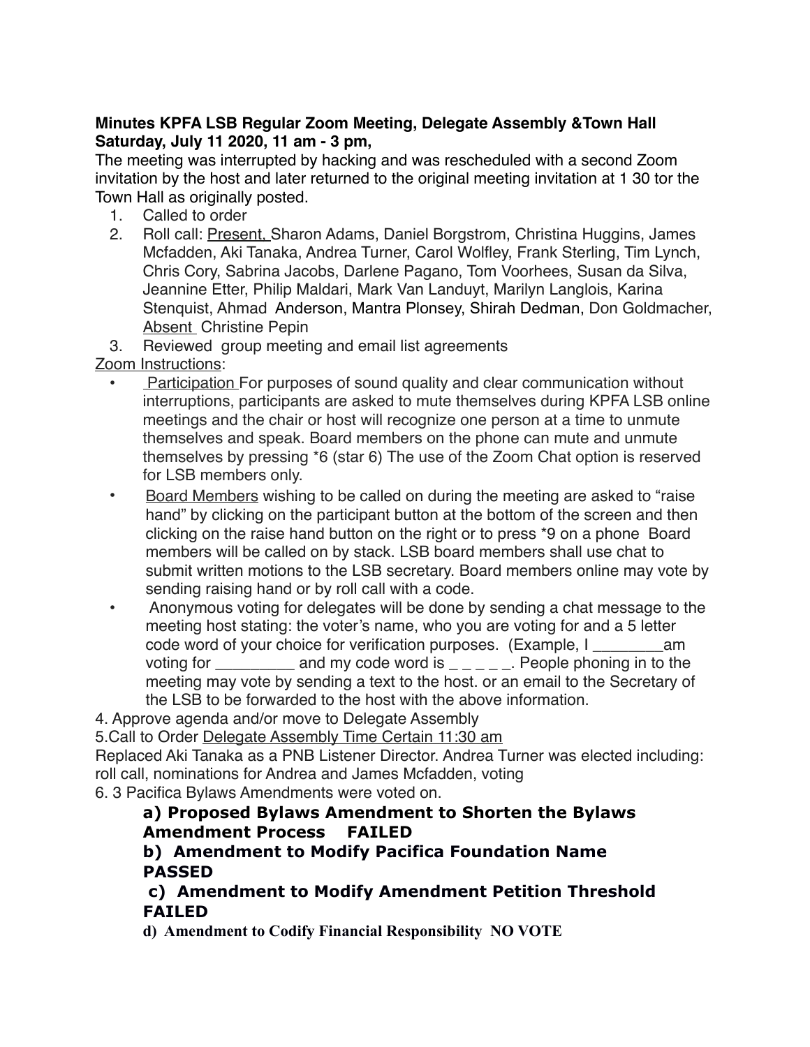**Minutes KPFA LSB Regular Zoom Meeting, Delegate Assembly &Town Hall Saturday, July 11 2020, 11 am - 3 pm,**

The meeting was interrupted by hacking and was rescheduled with a second Zoom invitation by the host and later returned to the original meeting invitation at 1 30 tor the Town Hall as originally posted.

1. Called to order
2. Roll call: Present, Sharon Adams, Daniel Borgstrom, Christina Huggins, James Mcfadden, Aki Tanaka, Andrea Turner, Carol Wolfley, Frank Sterling, Tim Lynch, Chris Cory, Sabrina Jacobs, Darlene Pagano, Tom Voorhees, Susan da Silva, Jeannine Etter, Philip Maldari, Mark Van Landuyt, Marilyn Langlois, Karina Stenquist, Ahmad Anderson, Mantra Plonsey, Shirah Dedman, Don Goldmacher, Absent Christine Pepin
3. Reviewed group meeting and email list agreements

Zoom Instructions:

- Participation For purposes of sound quality and clear communication without interruptions, participants are asked to mute themselves during KPFA LSB online meetings and the chair or host will recognize one person at a time to unmute themselves and speak. Board members on the phone can mute and unmute themselves by pressing *6 (star 6) The use of the Zoom Chat option is reserved for LSB members only.
- Board Members wishing to be called on during the meeting are asked to "raise hand" by clicking on the participant button at the bottom of the screen and then clicking on the raise hand button on the right or to press *9 on a phone Board members will be called on by stack. LSB board members shall use chat to submit written motions to the LSB secretary. Board members online may vote by sending raising hand or by roll call with a code.
- Anonymous voting for delegates will be done by sending a chat message to the meeting host stating: the voter's name, who you are voting for and a 5 letter code word of your choice for verification purposes. (Example, I ________am voting for _________ and my code word is _ _ _ _ _. People phoning in to the meeting may vote by sending a text to the host. or an email to the Secretary of the LSB to be forwarded to the host with the above information.

4. Approve agenda and/or move to Delegate Assembly

5.Call to Order Delegate Assembly Time Certain 11:30 am

Replaced Aki Tanaka as a PNB Listener Director. Andrea Turner was elected including: roll call, nominations for Andrea and James Mcfadden, voting

6. 3 Pacifica Bylaws Amendments were voted on.

**a) Proposed Bylaws Amendment to Shorten the Bylaws Amendment Process FAILED**

**b) Amendment to Modify Pacifica Foundation Name PASSED**

**c) Amendment to Modify Amendment Petition Threshold FAILED**

**d) Amendment to Codify Financial Responsibility NO VOTE**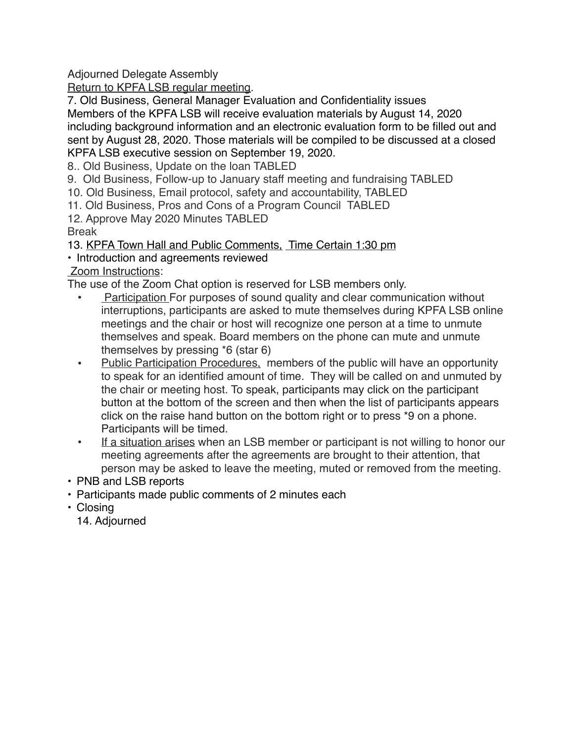Adjourned Delegate Assembly

Return to KPFA LSB regular meeting.

7. Old Business, General Manager Evaluation and Confidentiality issues
Members of the KPFA LSB will receive evaluation materials by August 14, 2020 including background information and an electronic evaluation form to be filled out and sent by August 28, 2020. Those materials will be compiled to be discussed at a closed KPFA LSB executive session on September 19, 2020.

8.. Old Business, Update on the loan TABLED

9.  Old Business, Follow-up to January staff meeting and fundraising TABLED

10. Old Business, Email protocol, safety and accountability, TABLED

11. Old Business, Pros and Cons of a Program Council  TABLED

12. Approve May 2020 Minutes TABLED

Break

13. KPFA Town Hall and Public Comments,  Time Certain 1:30 pm

- Introduction and agreements reviewed

Zoom Instructions:
The use of the Zoom Chat option is reserved for LSB members only.

- Participation For purposes of sound quality and clear communication without interruptions, participants are asked to mute themselves during KPFA LSB online meetings and the chair or host will recognize one person at a time to unmute themselves and speak. Board members on the phone can mute and unmute themselves by pressing *6 (star 6)
- Public Participation Procedures,  members of the public will have an opportunity to speak for an identified amount of time.  They will be called on and unmuted by the chair or meeting host. To speak, participants may click on the participant button at the bottom of the screen and then when the list of participants appears click on the raise hand button on the bottom right or to press *9 on a phone. Participants will be timed.
- If a situation arises when an LSB member or participant is not willing to honor our meeting agreements after the agreements are brought to their attention, that person may be asked to leave the meeting, muted or removed from the meeting.

- PNB and LSB reports
- Participants made public comments of 2 minutes each
- Closing

14. Adjourned